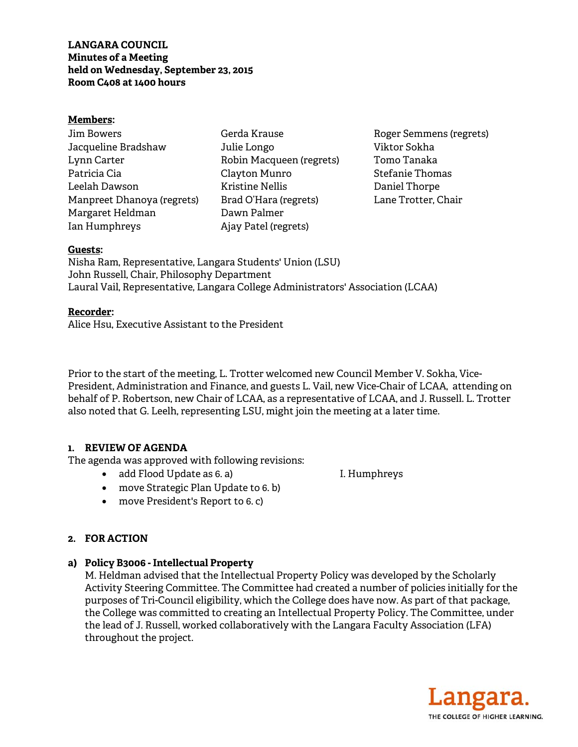**LANGARA COUNCIL**
**Minutes of a Meeting**
**held on Wednesday, September 23, 2015**
**Room C408 at 1400 hours**

**Members:**

| | | |
|---|---|---|
| Jim Bowers | Gerda Krause | Roger Semmens (regrets) |
| Jacqueline Bradshaw | Julie Longo | Viktor Sokha |
| Lynn Carter | Robin Macqueen (regrets) | Tomo Tanaka |
| Patricia Cia | Clayton Munro | Stefanie Thomas |
| Leelah Dawson | Kristine Nellis | Daniel Thorpe |
| Manpreet Dhanoya (regrets) | Brad O'Hara (regrets) | Lane Trotter, Chair |
| Margaret Heldman | Dawn Palmer | |
| Ian Humphreys | Ajay Patel (regrets) | |

**Guests:**
Nisha Ram, Representative, Langara Students' Union (LSU)
John Russell, Chair, Philosophy Department
Laural Vail, Representative, Langara College Administrators' Association (LCAA)

**Recorder:**
Alice Hsu, Executive Assistant to the President

Prior to the start of the meeting, L. Trotter welcomed new Council Member V. Sokha, Vice-President, Administration and Finance, and guests L. Vail, new Vice-Chair of LCAA, attending on behalf of P. Robertson, new Chair of LCAA, as a representative of LCAA, and J. Russell. L. Trotter also noted that G. Leelh, representing LSU, might join the meeting at a later time.

**1. REVIEW OF AGENDA**

The agenda was approved with following revisions:

- add Flood Update as 6. a) — I. Humphreys
- move Strategic Plan Update to 6. b)
- move President's Report to 6. c)

**2. FOR ACTION**

**a) Policy B3006 - Intellectual Property**

M. Heldman advised that the Intellectual Property Policy was developed by the Scholarly Activity Steering Committee. The Committee had created a number of policies initially for the purposes of Tri-Council eligibility, which the College does have now. As part of that package, the College was committed to creating an Intellectual Property Policy. The Committee, under the lead of J. Russell, worked collaboratively with the Langara Faculty Association (LFA) throughout the project.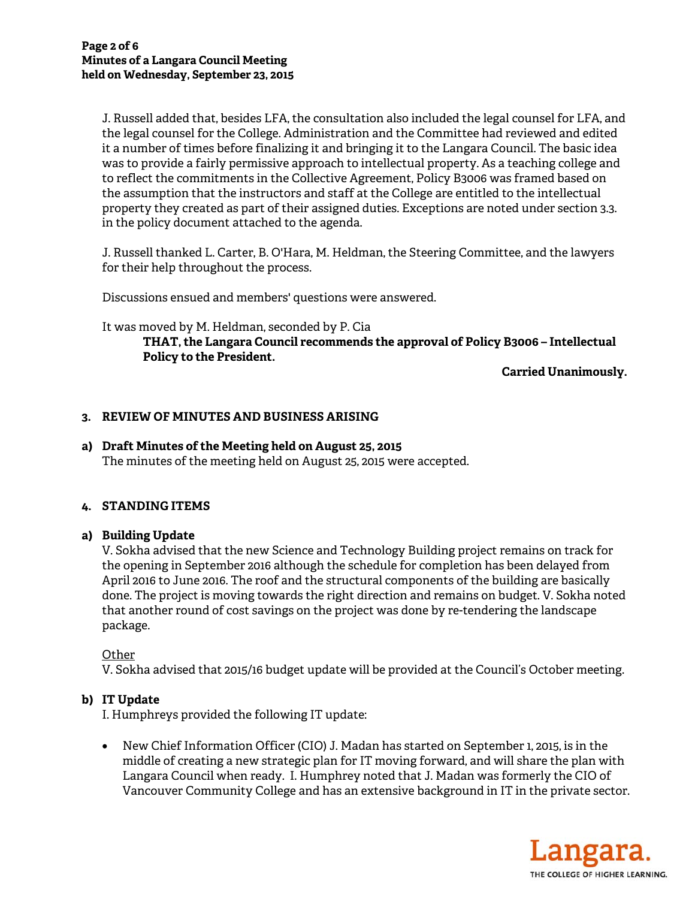J. Russell added that, besides LFA, the consultation also included the legal counsel for LFA, and the legal counsel for the College. Administration and the Committee had reviewed and edited it a number of times before finalizing it and bringing it to the Langara Council. The basic idea was to provide a fairly permissive approach to intellectual property. As a teaching college and to reflect the commitments in the Collective Agreement, Policy B3006 was framed based on the assumption that the instructors and staff at the College are entitled to the intellectual property they created as part of their assigned duties. Exceptions are noted under section 3.3. in the policy document attached to the agenda.

J. Russell thanked L. Carter, B. O'Hara, M. Heldman, the Steering Committee, and the lawyers for their help throughout the process.

Discussions ensued and members' questions were answered.

It was moved by M. Heldman, seconded by P. Cia

> **THAT, the Langara Council recommends the approval of Policy B3006 – Intellectual Policy to the President.**

**Carried Unanimously.**

## 3. REVIEW OF MINUTES AND BUSINESS ARISING

### a) Draft Minutes of the Meeting held on August 25, 2015

The minutes of the meeting held on August 25, 2015 were accepted.

## 4. STANDING ITEMS

### a) Building Update

V. Sokha advised that the new Science and Technology Building project remains on track for the opening in September 2016 although the schedule for completion has been delayed from April 2016 to June 2016. The roof and the structural components of the building are basically done. The project is moving towards the right direction and remains on budget. V. Sokha noted that another round of cost savings on the project was done by re-tendering the landscape package.

Other

V. Sokha advised that 2015/16 budget update will be provided at the Council's October meeting.

### b) IT Update

I. Humphreys provided the following IT update:

- New Chief Information Officer (CIO) J. Madan has started on September 1, 2015, is in the middle of creating a new strategic plan for IT moving forward, and will share the plan with Langara Council when ready. I. Humphrey noted that J. Madan was formerly the CIO of Vancouver Community College and has an extensive background in IT in the private sector.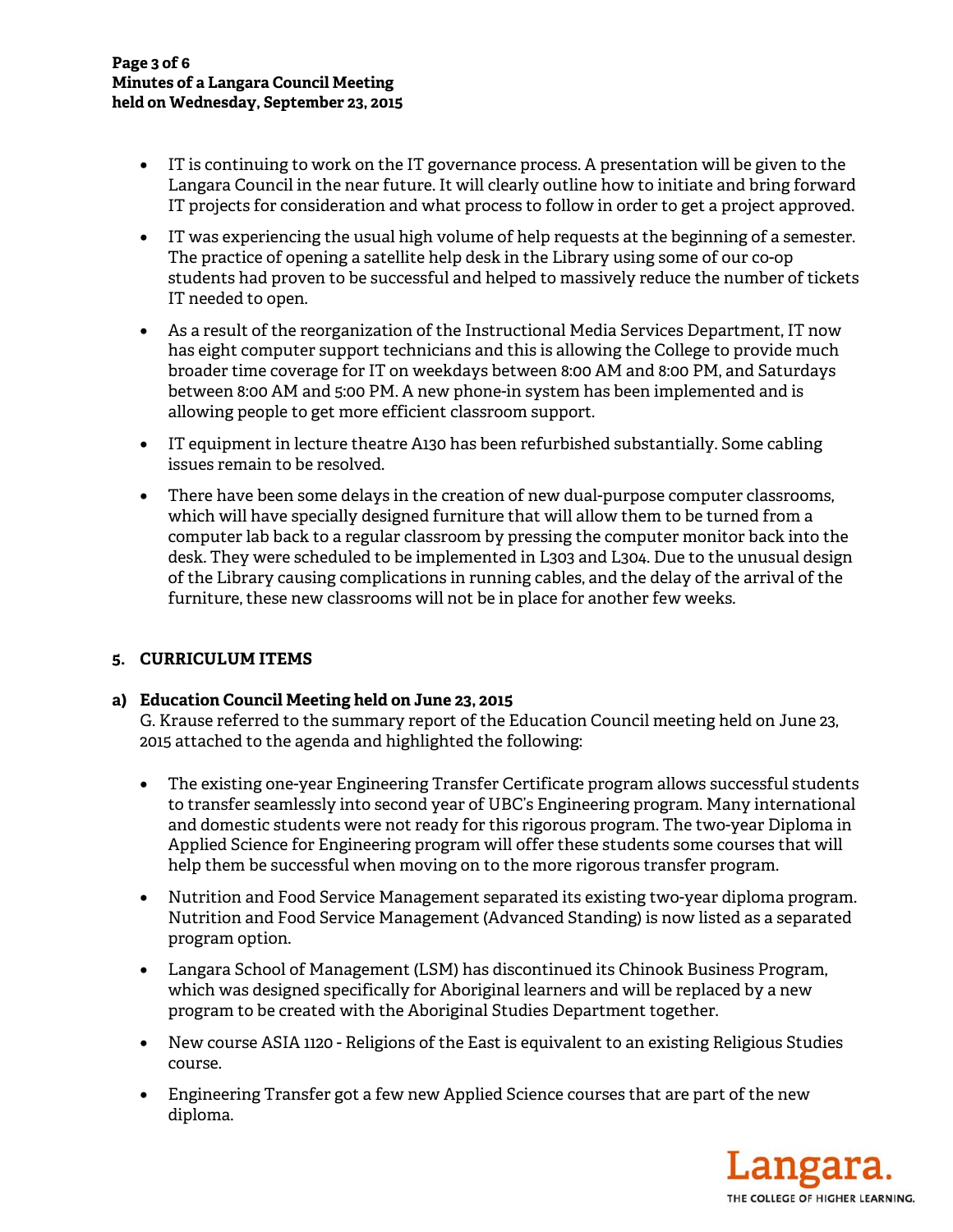- IT is continuing to work on the IT governance process. A presentation will be given to the Langara Council in the near future. It will clearly outline how to initiate and bring forward IT projects for consideration and what process to follow in order to get a project approved.
- IT was experiencing the usual high volume of help requests at the beginning of a semester. The practice of opening a satellite help desk in the Library using some of our co-op students had proven to be successful and helped to massively reduce the number of tickets IT needed to open.
- As a result of the reorganization of the Instructional Media Services Department, IT now has eight computer support technicians and this is allowing the College to provide much broader time coverage for IT on weekdays between 8:00 AM and 8:00 PM, and Saturdays between 8:00 AM and 5:00 PM. A new phone-in system has been implemented and is allowing people to get more efficient classroom support.
- IT equipment in lecture theatre A130 has been refurbished substantially. Some cabling issues remain to be resolved.
- There have been some delays in the creation of new dual-purpose computer classrooms, which will have specially designed furniture that will allow them to be turned from a computer lab back to a regular classroom by pressing the computer monitor back into the desk. They were scheduled to be implemented in L303 and L304. Due to the unusual design of the Library causing complications in running cables, and the delay of the arrival of the furniture, these new classrooms will not be in place for another few weeks.

## 5. CURRICULUM ITEMS

### a) Education Council Meeting held on June 23, 2015

G. Krause referred to the summary report of the Education Council meeting held on June 23, 2015 attached to the agenda and highlighted the following:

- The existing one-year Engineering Transfer Certificate program allows successful students to transfer seamlessly into second year of UBC's Engineering program. Many international and domestic students were not ready for this rigorous program. The two-year Diploma in Applied Science for Engineering program will offer these students some courses that will help them be successful when moving on to the more rigorous transfer program.
- Nutrition and Food Service Management separated its existing two-year diploma program. Nutrition and Food Service Management (Advanced Standing) is now listed as a separated program option.
- Langara School of Management (LSM) has discontinued its Chinook Business Program, which was designed specifically for Aboriginal learners and will be replaced by a new program to be created with the Aboriginal Studies Department together.
- New course ASIA 1120 - Religions of the East is equivalent to an existing Religious Studies course.
- Engineering Transfer got a few new Applied Science courses that are part of the new diploma.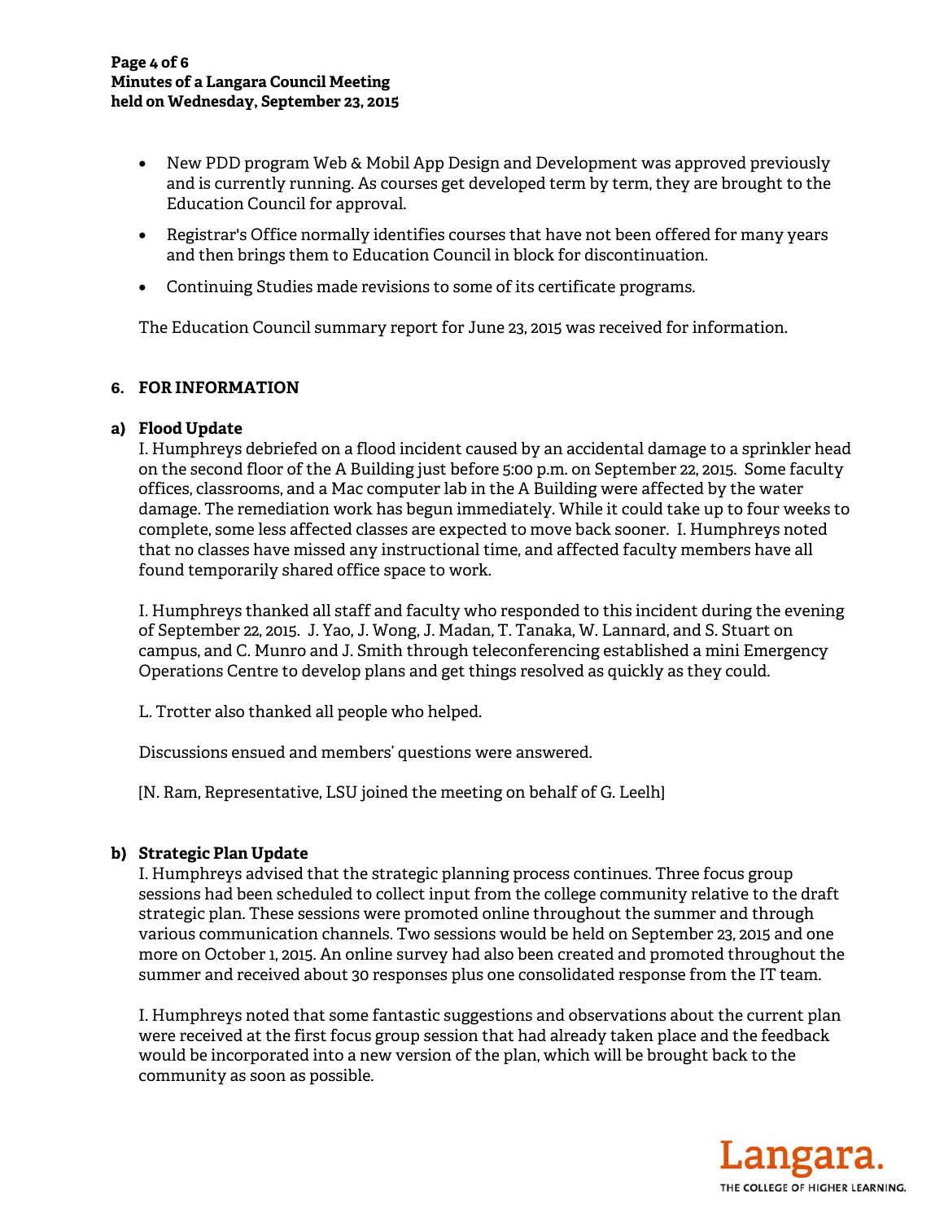- New PDD program Web & Mobil App Design and Development was approved previously and is currently running. As courses get developed term by term, they are brought to the Education Council for approval.
- Registrar's Office normally identifies courses that have not been offered for many years and then brings them to Education Council in block for discontinuation.
- Continuing Studies made revisions to some of its certificate programs.

The Education Council summary report for June 23, 2015 was received for information.

## 6. FOR INFORMATION

### a) Flood Update

I. Humphreys debriefed on a flood incident caused by an accidental damage to a sprinkler head on the second floor of the A Building just before 5:00 p.m. on September 22, 2015. Some faculty offices, classrooms, and a Mac computer lab in the A Building were affected by the water damage. The remediation work has begun immediately. While it could take up to four weeks to complete, some less affected classes are expected to move back sooner. I. Humphreys noted that no classes have missed any instructional time, and affected faculty members have all found temporarily shared office space to work.

I. Humphreys thanked all staff and faculty who responded to this incident during the evening of September 22, 2015. J. Yao, J. Wong, J. Madan, T. Tanaka, W. Lannard, and S. Stuart on campus, and C. Munro and J. Smith through teleconferencing established a mini Emergency Operations Centre to develop plans and get things resolved as quickly as they could.

L. Trotter also thanked all people who helped.

Discussions ensued and members' questions were answered.

[N. Ram, Representative, LSU joined the meeting on behalf of G. Leelh]

### b) Strategic Plan Update

I. Humphreys advised that the strategic planning process continues. Three focus group sessions had been scheduled to collect input from the college community relative to the draft strategic plan. These sessions were promoted online throughout the summer and through various communication channels. Two sessions would be held on September 23, 2015 and one more on October 1, 2015. An online survey had also been created and promoted throughout the summer and received about 30 responses plus one consolidated response from the IT team.

I. Humphreys noted that some fantastic suggestions and observations about the current plan were received at the first focus group session that had already taken place and the feedback would be incorporated into a new version of the plan, which will be brought back to the community as soon as possible.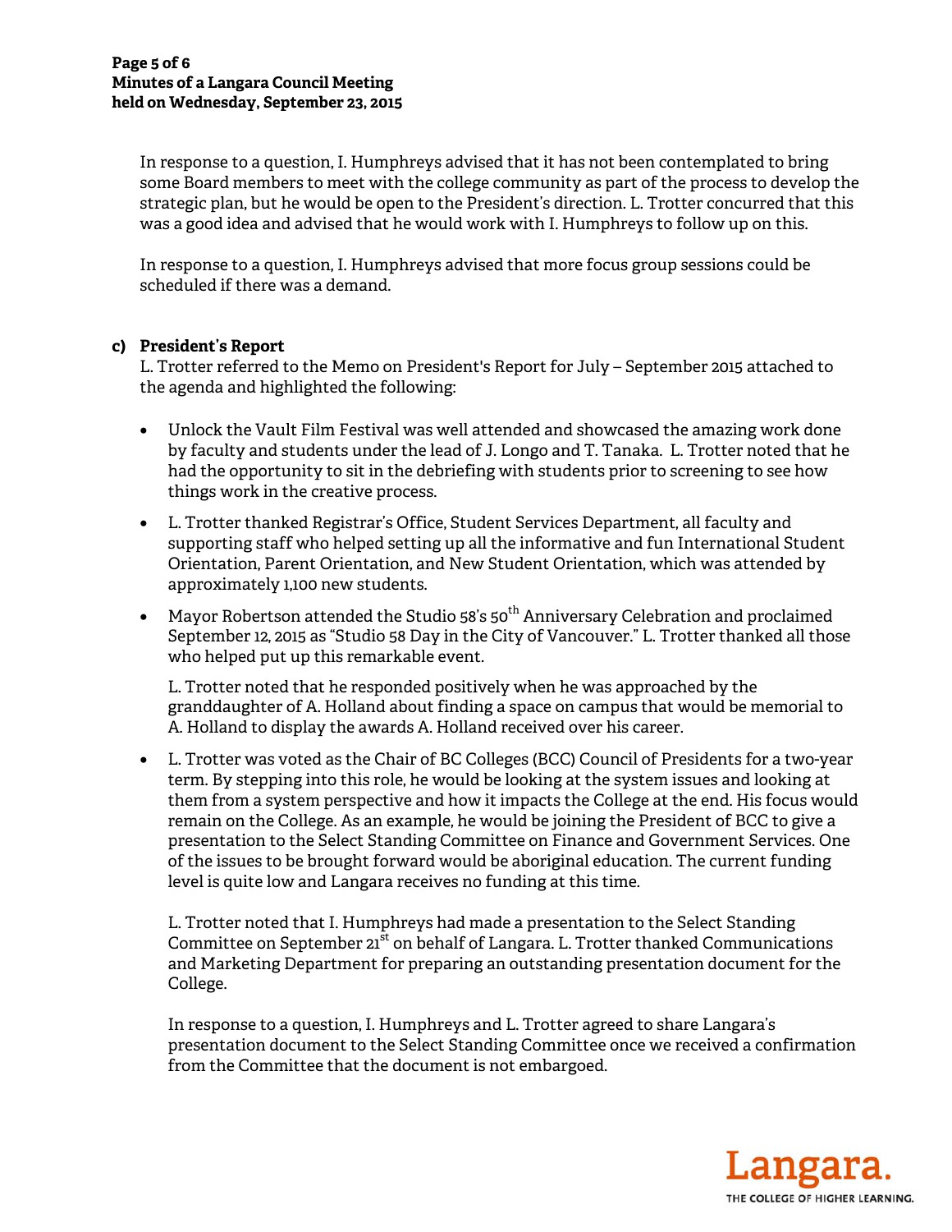In response to a question, I. Humphreys advised that it has not been contemplated to bring some Board members to meet with the college community as part of the process to develop the strategic plan, but he would be open to the President's direction. L. Trotter concurred that this was a good idea and advised that he would work with I. Humphreys to follow up on this.

In response to a question, I. Humphreys advised that more focus group sessions could be scheduled if there was a demand.

**c) President's Report**

L. Trotter referred to the Memo on President's Report for July – September 2015 attached to the agenda and highlighted the following:

- Unlock the Vault Film Festival was well attended and showcased the amazing work done by faculty and students under the lead of J. Longo and T. Tanaka. L. Trotter noted that he had the opportunity to sit in the debriefing with students prior to screening to see how things work in the creative process.
- L. Trotter thanked Registrar's Office, Student Services Department, all faculty and supporting staff who helped setting up all the informative and fun International Student Orientation, Parent Orientation, and New Student Orientation, which was attended by approximately 1,100 new students.
- Mayor Robertson attended the Studio 58's 50th Anniversary Celebration and proclaimed September 12, 2015 as "Studio 58 Day in the City of Vancouver." L. Trotter thanked all those who helped put up this remarkable event.

  L. Trotter noted that he responded positively when he was approached by the granddaughter of A. Holland about finding a space on campus that would be memorial to A. Holland to display the awards A. Holland received over his career.

- L. Trotter was voted as the Chair of BC Colleges (BCC) Council of Presidents for a two-year term. By stepping into this role, he would be looking at the system issues and looking at them from a system perspective and how it impacts the College at the end. His focus would remain on the College. As an example, he would be joining the President of BCC to give a presentation to the Select Standing Committee on Finance and Government Services. One of the issues to be brought forward would be aboriginal education. The current funding level is quite low and Langara receives no funding at this time.

  L. Trotter noted that I. Humphreys had made a presentation to the Select Standing Committee on September 21st on behalf of Langara. L. Trotter thanked Communications and Marketing Department for preparing an outstanding presentation document for the College.

  In response to a question, I. Humphreys and L. Trotter agreed to share Langara's presentation document to the Select Standing Committee once we received a confirmation from the Committee that the document is not embargoed.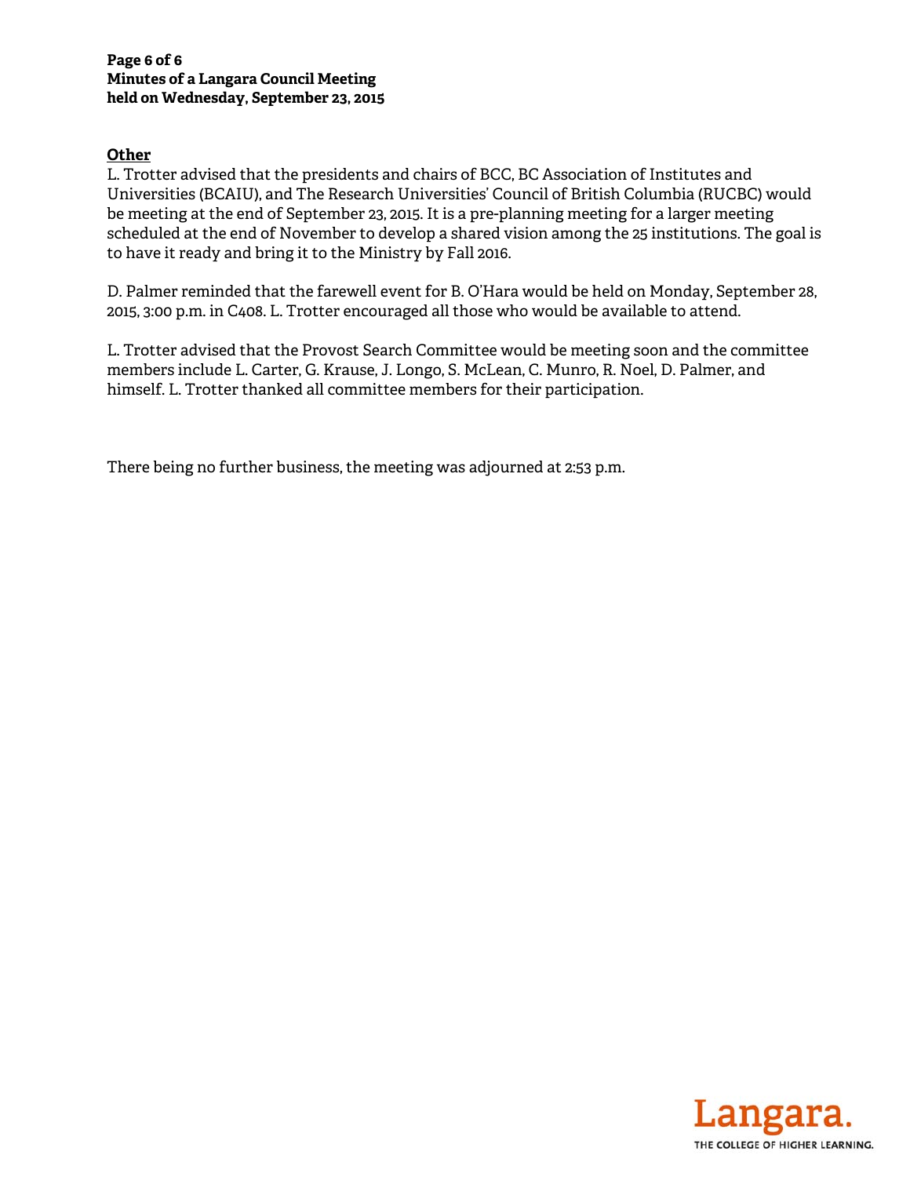**Other**

L. Trotter advised that the presidents and chairs of BCC, BC Association of Institutes and Universities (BCAIU), and The Research Universities' Council of British Columbia (RUCBC) would be meeting at the end of September 23, 2015. It is a pre-planning meeting for a larger meeting scheduled at the end of November to develop a shared vision among the 25 institutions. The goal is to have it ready and bring it to the Ministry by Fall 2016.

D. Palmer reminded that the farewell event for B. O'Hara would be held on Monday, September 28, 2015, 3:00 p.m. in C408. L. Trotter encouraged all those who would be available to attend.

L. Trotter advised that the Provost Search Committee would be meeting soon and the committee members include L. Carter, G. Krause, J. Longo, S. McLean, C. Munro, R. Noel, D. Palmer, and himself. L. Trotter thanked all committee members for their participation.

There being no further business, the meeting was adjourned at 2:53 p.m.